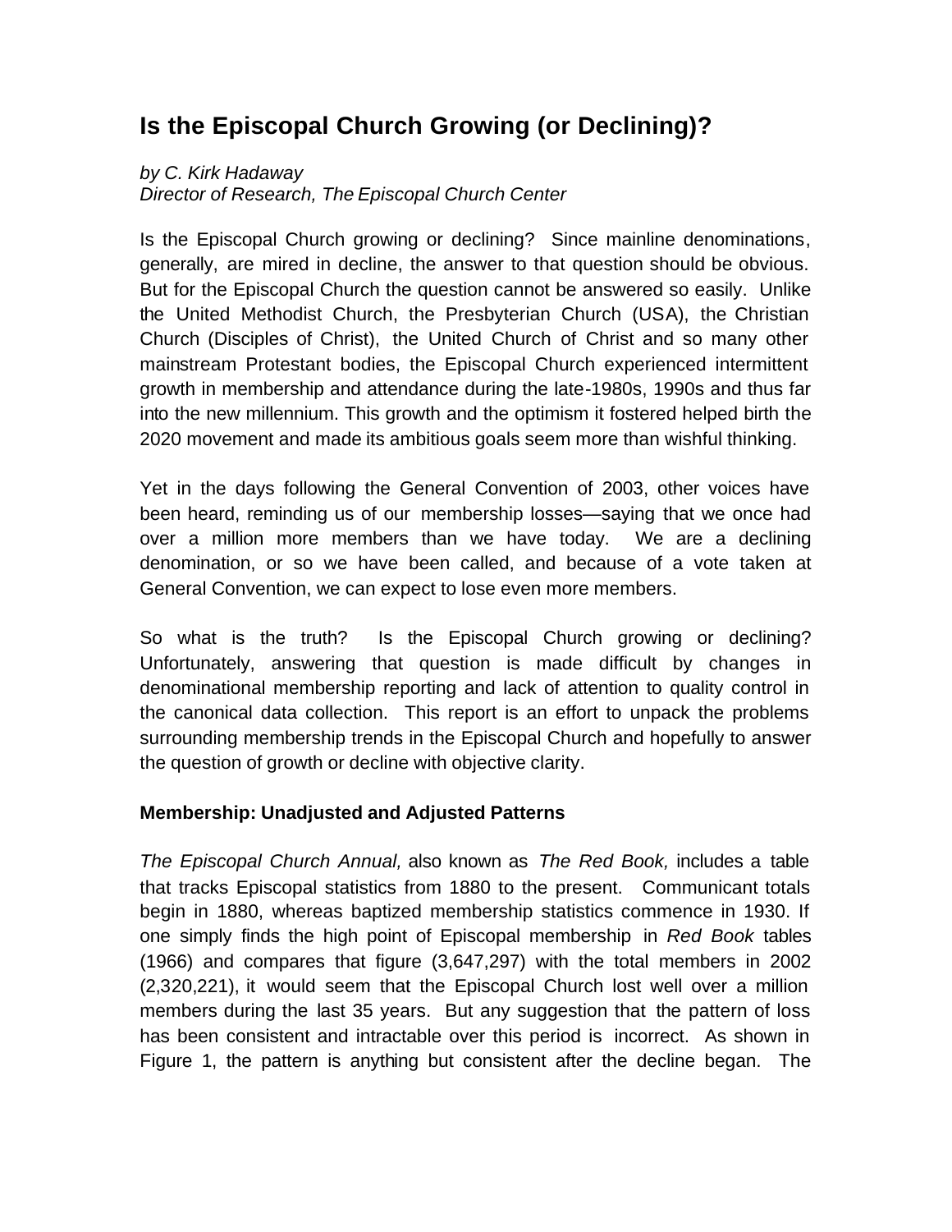# Is the Episcopal Church Growing (or Declining)?

*by C. Kirk Hadaway*
*Director of Research, The Episcopal Church Center*

Is the Episcopal Church growing or declining? Since mainline denominations, generally, are mired in decline, the answer to that question should be obvious. But for the Episcopal Church the question cannot be answered so easily. Unlike the United Methodist Church, the Presbyterian Church (USA), the Christian Church (Disciples of Christ), the United Church of Christ and so many other mainstream Protestant bodies, the Episcopal Church experienced intermittent growth in membership and attendance during the late-1980s, 1990s and thus far into the new millennium. This growth and the optimism it fostered helped birth the 2020 movement and made its ambitious goals seem more than wishful thinking.

Yet in the days following the General Convention of 2003, other voices have been heard, reminding us of our membership losses—saying that we once had over a million more members than we have today. We are a declining denomination, or so we have been called, and because of a vote taken at General Convention, we can expect to lose even more members.

So what is the truth? Is the Episcopal Church growing or declining? Unfortunately, answering that question is made difficult by changes in denominational membership reporting and lack of attention to quality control in the canonical data collection. This report is an effort to unpack the problems surrounding membership trends in the Episcopal Church and hopefully to answer the question of growth or decline with objective clarity.

### Membership: Unadjusted and Adjusted Patterns

*The Episcopal Church Annual,* also known as *The Red Book,* includes a table that tracks Episcopal statistics from 1880 to the present. Communicant totals begin in 1880, whereas baptized membership statistics commence in 1930. If one simply finds the high point of Episcopal membership in *Red Book* tables (1966) and compares that figure (3,647,297) with the total members in 2002 (2,320,221), it would seem that the Episcopal Church lost well over a million members during the last 35 years. But any suggestion that the pattern of loss has been consistent and intractable over this period is incorrect. As shown in Figure 1, the pattern is anything but consistent after the decline began. The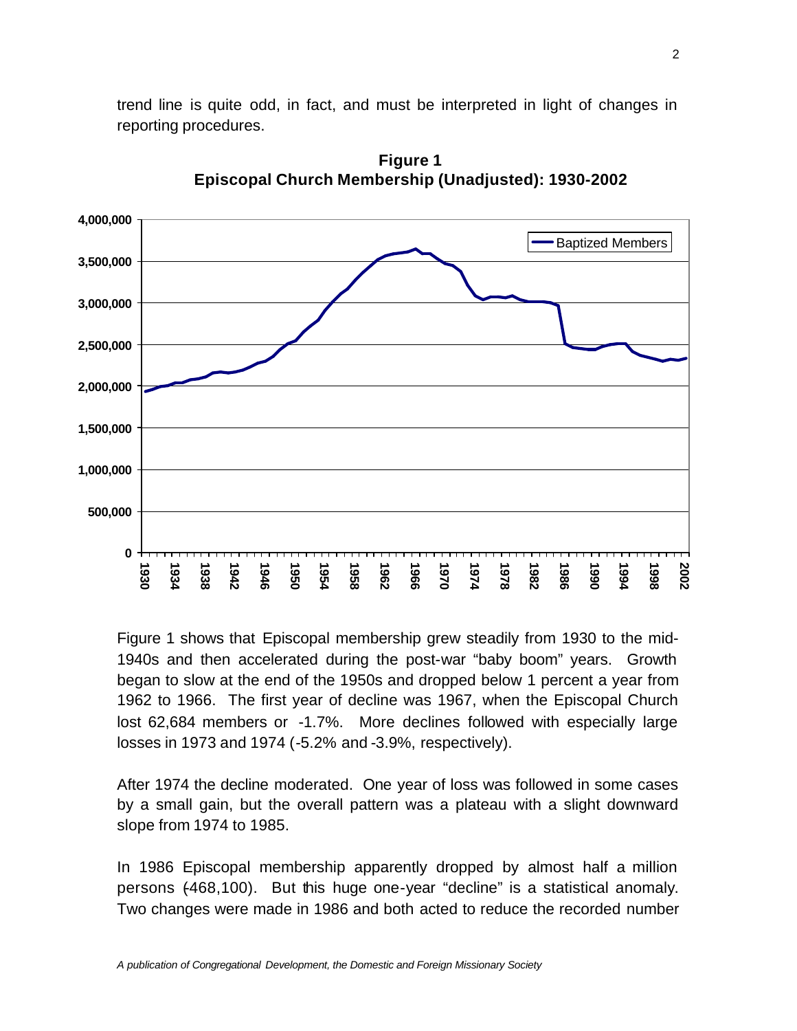trend line is quite odd, in fact, and must be interpreted in light of changes in reporting procedures.

**Figure 1**
**Episcopal Church Membership (Unadjusted): 1930-2002**

Figure 1 shows that Episcopal membership grew steadily from 1930 to the mid-1940s and then accelerated during the post-war "baby boom" years. Growth began to slow at the end of the 1950s and dropped below 1 percent a year from 1962 to 1966. The first year of decline was 1967, when the Episcopal Church lost 62,684 members or -1.7%. More declines followed with especially large losses in 1973 and 1974 (-5.2% and -3.9%, respectively).

After 1974 the decline moderated. One year of loss was followed in some cases by a small gain, but the overall pattern was a plateau with a slight downward slope from 1974 to 1985.

In 1986 Episcopal membership apparently dropped by almost half a million persons (-468,100). But this huge one-year "decline" is a statistical anomaly. Two changes were made in 1986 and both acted to reduce the recorded number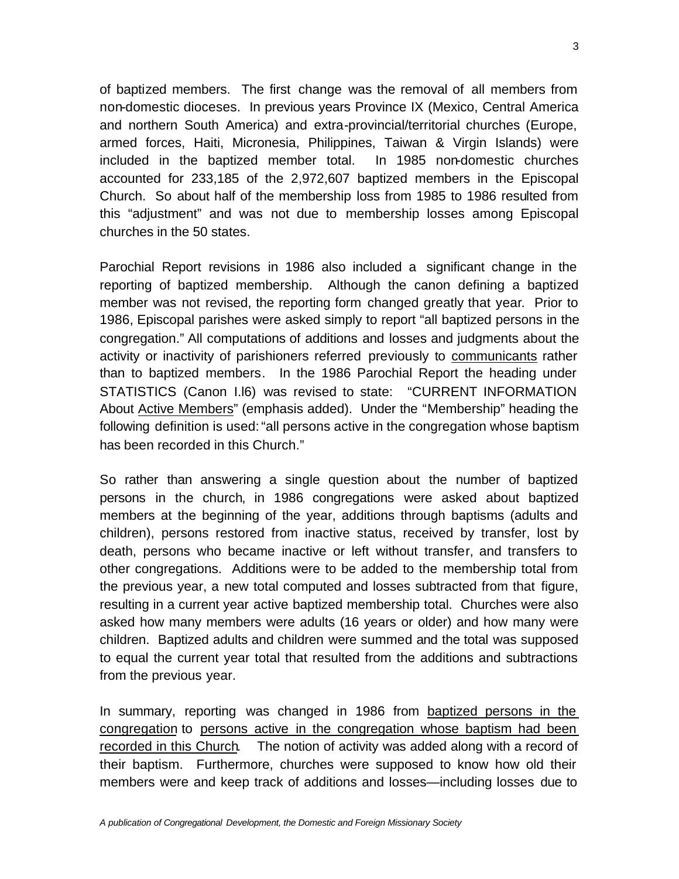of baptized members. The first change was the removal of all members from non-domestic dioceses. In previous years Province IX (Mexico, Central America and northern South America) and extra-provincial/territorial churches (Europe, armed forces, Haiti, Micronesia, Philippines, Taiwan & Virgin Islands) were included in the baptized member total. In 1985 non-domestic churches accounted for 233,185 of the 2,972,607 baptized members in the Episcopal Church. So about half of the membership loss from 1985 to 1986 resulted from this "adjustment" and was not due to membership losses among Episcopal churches in the 50 states.

Parochial Report revisions in 1986 also included a significant change in the reporting of baptized membership. Although the canon defining a baptized member was not revised, the reporting form changed greatly that year. Prior to 1986, Episcopal parishes were asked simply to report "all baptized persons in the congregation." All computations of additions and losses and judgments about the activity or inactivity of parishioners referred previously to <u>communicants</u> rather than to baptized members. In the 1986 Parochial Report the heading under STATISTICS (Canon I.l6) was revised to state: "CURRENT INFORMATION About <u>Active Members</u>" (emphasis added). Under the "Membership" heading the following definition is used: "all persons active in the congregation whose baptism has been recorded in this Church."

So rather than answering a single question about the number of baptized persons in the church, in 1986 congregations were asked about baptized members at the beginning of the year, additions through baptisms (adults and children), persons restored from inactive status, received by transfer, lost by death, persons who became inactive or left without transfer, and transfers to other congregations. Additions were to be added to the membership total from the previous year, a new total computed and losses subtracted from that figure, resulting in a current year active baptized membership total. Churches were also asked how many members were adults (16 years or older) and how many were children. Baptized adults and children were summed and the total was supposed to equal the current year total that resulted from the additions and subtractions from the previous year.

In summary, reporting was changed in 1986 from <u>baptized persons in the congregation</u> to <u>persons active in the congregation whose baptism had been recorded in this Church</u>. The notion of activity was added along with a record of their baptism. Furthermore, churches were supposed to know how old their members were and keep track of additions and losses—including losses due to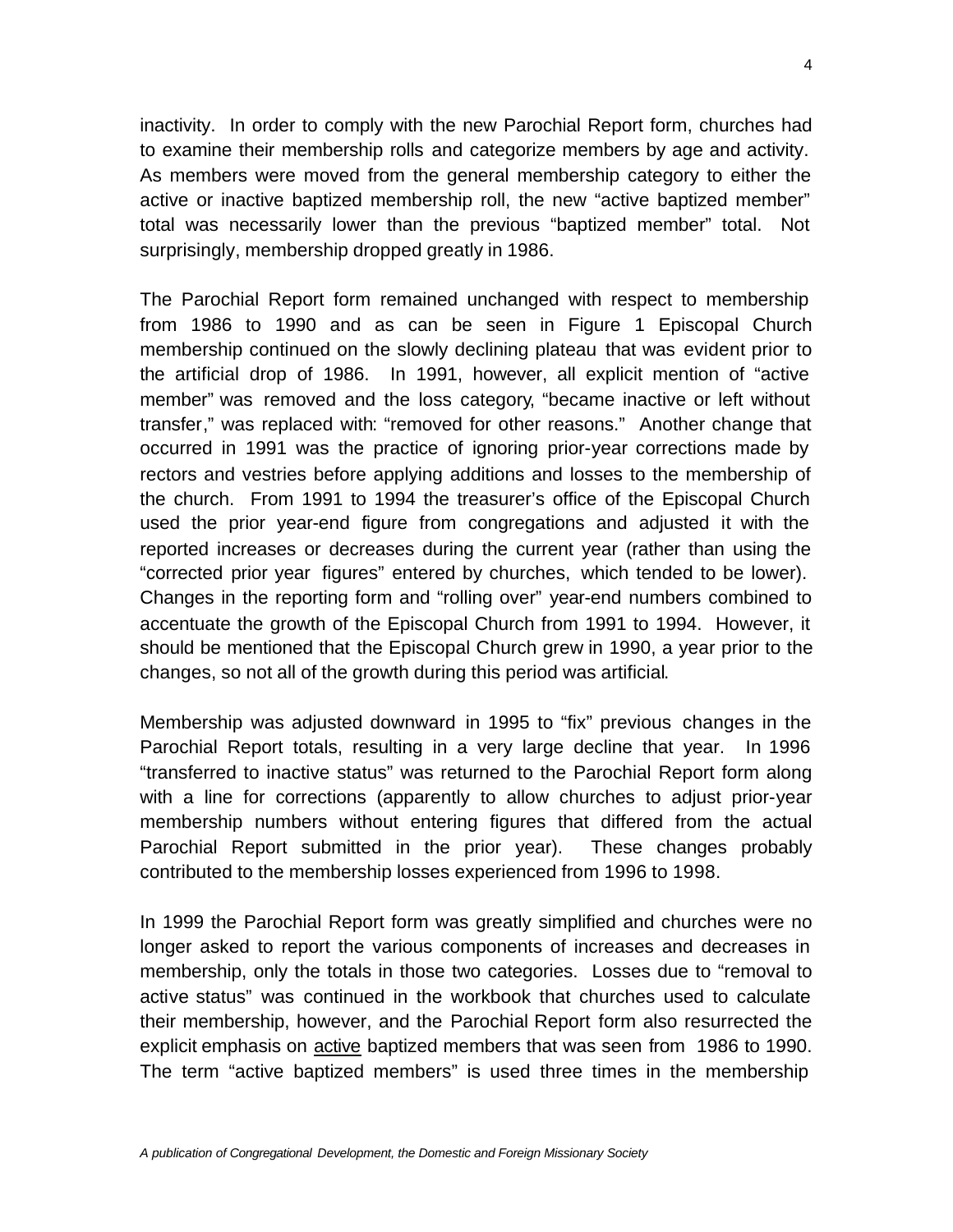inactivity. In order to comply with the new Parochial Report form, churches had to examine their membership rolls and categorize members by age and activity. As members were moved from the general membership category to either the active or inactive baptized membership roll, the new "active baptized member" total was necessarily lower than the previous "baptized member" total. Not surprisingly, membership dropped greatly in 1986.

The Parochial Report form remained unchanged with respect to membership from 1986 to 1990 and as can be seen in Figure 1 Episcopal Church membership continued on the slowly declining plateau that was evident prior to the artificial drop of 1986. In 1991, however, all explicit mention of "active member" was removed and the loss category, "became inactive or left without transfer," was replaced with: "removed for other reasons." Another change that occurred in 1991 was the practice of ignoring prior-year corrections made by rectors and vestries before applying additions and losses to the membership of the church. From 1991 to 1994 the treasurer's office of the Episcopal Church used the prior year-end figure from congregations and adjusted it with the reported increases or decreases during the current year (rather than using the "corrected prior year figures" entered by churches, which tended to be lower). Changes in the reporting form and "rolling over" year-end numbers combined to accentuate the growth of the Episcopal Church from 1991 to 1994. However, it should be mentioned that the Episcopal Church grew in 1990, a year prior to the changes, so not all of the growth during this period was artificial.

Membership was adjusted downward in 1995 to "fix" previous changes in the Parochial Report totals, resulting in a very large decline that year. In 1996 "transferred to inactive status" was returned to the Parochial Report form along with a line for corrections (apparently to allow churches to adjust prior-year membership numbers without entering figures that differed from the actual Parochial Report submitted in the prior year). These changes probably contributed to the membership losses experienced from 1996 to 1998.

In 1999 the Parochial Report form was greatly simplified and churches were no longer asked to report the various components of increases and decreases in membership, only the totals in those two categories. Losses due to "removal to active status" was continued in the workbook that churches used to calculate their membership, however, and the Parochial Report form also resurrected the explicit emphasis on active baptized members that was seen from 1986 to 1990. The term "active baptized members" is used three times in the membership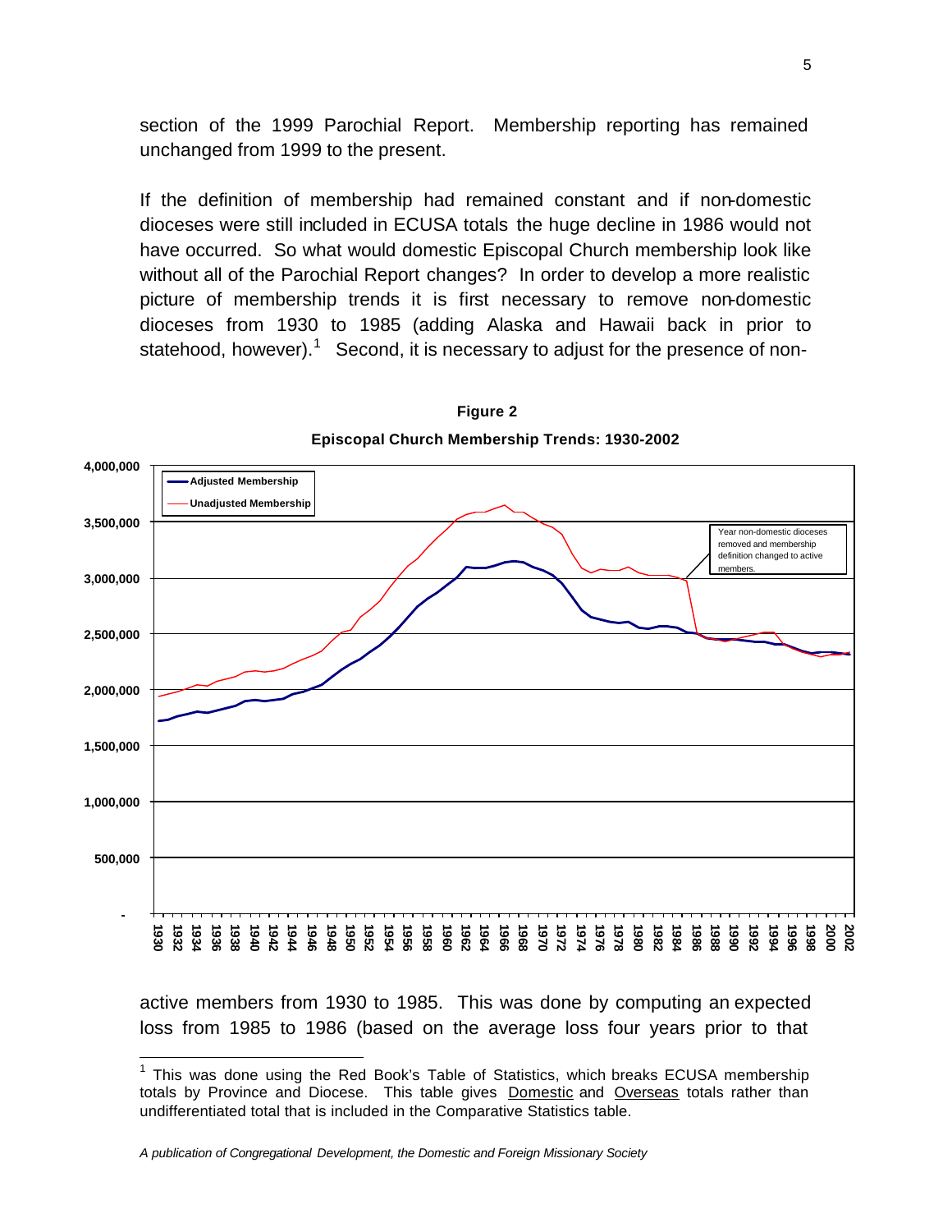section of the 1999 Parochial Report. Membership reporting has remained unchanged from 1999 to the present.

If the definition of membership had remained constant and if non-domestic dioceses were still included in ECUSA totals the huge decline in 1986 would not have occurred. So what would domestic Episcopal Church membership look like without all of the Parochial Report changes? In order to develop a more realistic picture of membership trends it is first necessary to remove non-domestic dioceses from 1930 to 1985 (adding Alaska and Hawaii back in prior to statehood, however).[1] Second, it is necessary to adjust for the presence of non-

**Figure 2**

**Episcopal Church Membership Trends: 1930-2002**

active members from 1930 to 1985. This was done by computing an expected loss from 1985 to 1986 (based on the average loss four years prior to that

---

[1] This was done using the Red Book's Table of Statistics, which breaks ECUSA membership totals by Province and Diocese. This table gives Domestic and Overseas totals rather than undifferentiated total that is included in the Comparative Statistics table.

*A publication of Congregational Development, the Domestic and Foreign Missionary Society*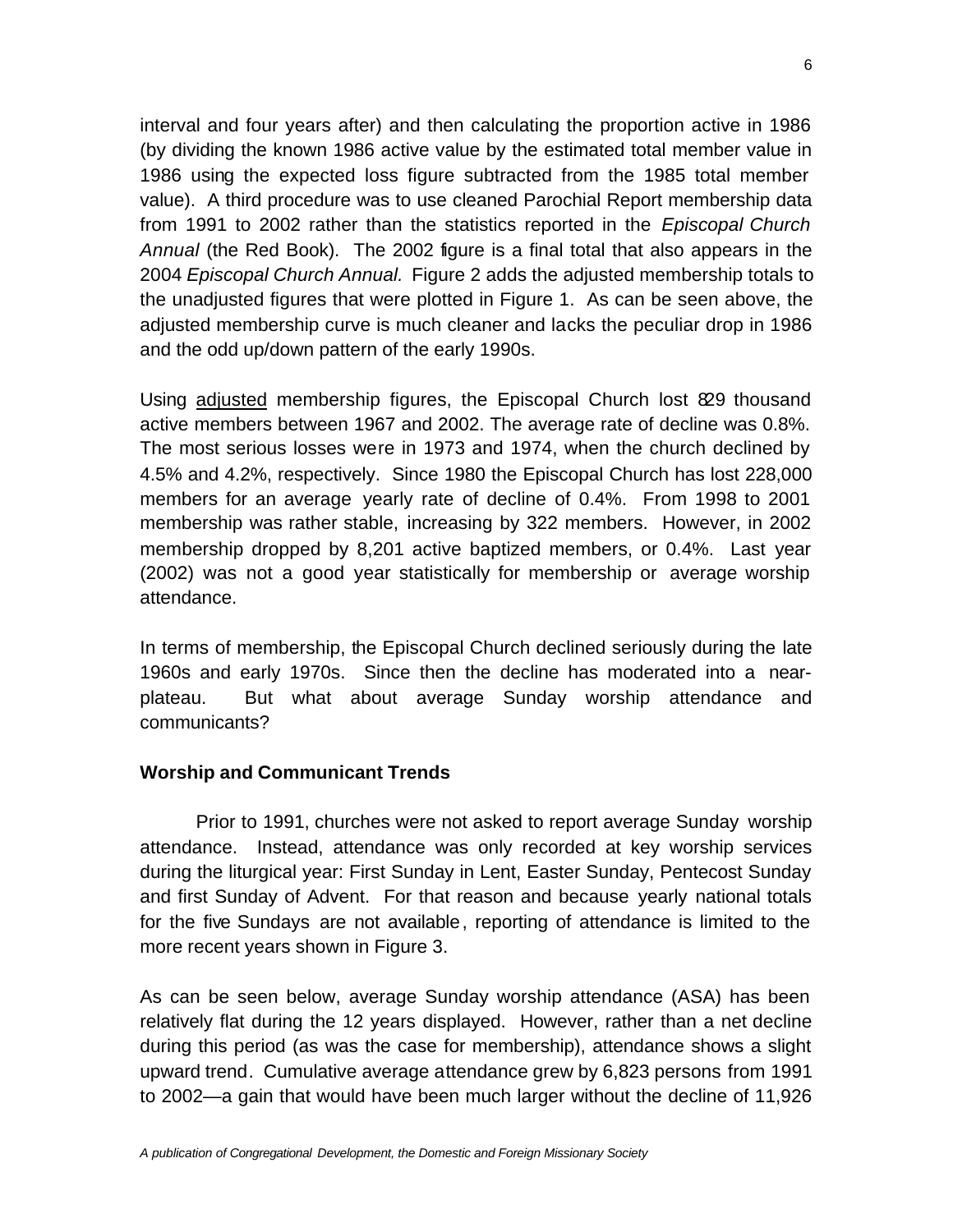interval and four years after) and then calculating the proportion active in 1986 (by dividing the known 1986 active value by the estimated total member value in 1986 using the expected loss figure subtracted from the 1985 total member value). A third procedure was to use cleaned Parochial Report membership data from 1991 to 2002 rather than the statistics reported in the *Episcopal Church Annual* (the Red Book). The 2002 figure is a final total that also appears in the 2004 *Episcopal Church Annual.* Figure 2 adds the adjusted membership totals to the unadjusted figures that were plotted in Figure 1. As can be seen above, the adjusted membership curve is much cleaner and lacks the peculiar drop in 1986 and the odd up/down pattern of the early 1990s.

Using <u>adjusted</u> membership figures, the Episcopal Church lost 829 thousand active members between 1967 and 2002. The average rate of decline was 0.8%. The most serious losses were in 1973 and 1974, when the church declined by 4.5% and 4.2%, respectively. Since 1980 the Episcopal Church has lost 228,000 members for an average yearly rate of decline of 0.4%. From 1998 to 2001 membership was rather stable, increasing by 322 members. However, in 2002 membership dropped by 8,201 active baptized members, or 0.4%. Last year (2002) was not a good year statistically for membership or average worship attendance.

In terms of membership, the Episcopal Church declined seriously during the late 1960s and early 1970s. Since then the decline has moderated into a near-plateau. But what about average Sunday worship attendance and communicants?

**Worship and Communicant Trends**

Prior to 1991, churches were not asked to report average Sunday worship attendance. Instead, attendance was only recorded at key worship services during the liturgical year: First Sunday in Lent, Easter Sunday, Pentecost Sunday and first Sunday of Advent. For that reason and because yearly national totals for the five Sundays are not available, reporting of attendance is limited to the more recent years shown in Figure 3.

As can be seen below, average Sunday worship attendance (ASA) has been relatively flat during the 12 years displayed. However, rather than a net decline during this period (as was the case for membership), attendance shows a slight upward trend. Cumulative average attendance grew by 6,823 persons from 1991 to 2002—a gain that would have been much larger without the decline of 11,926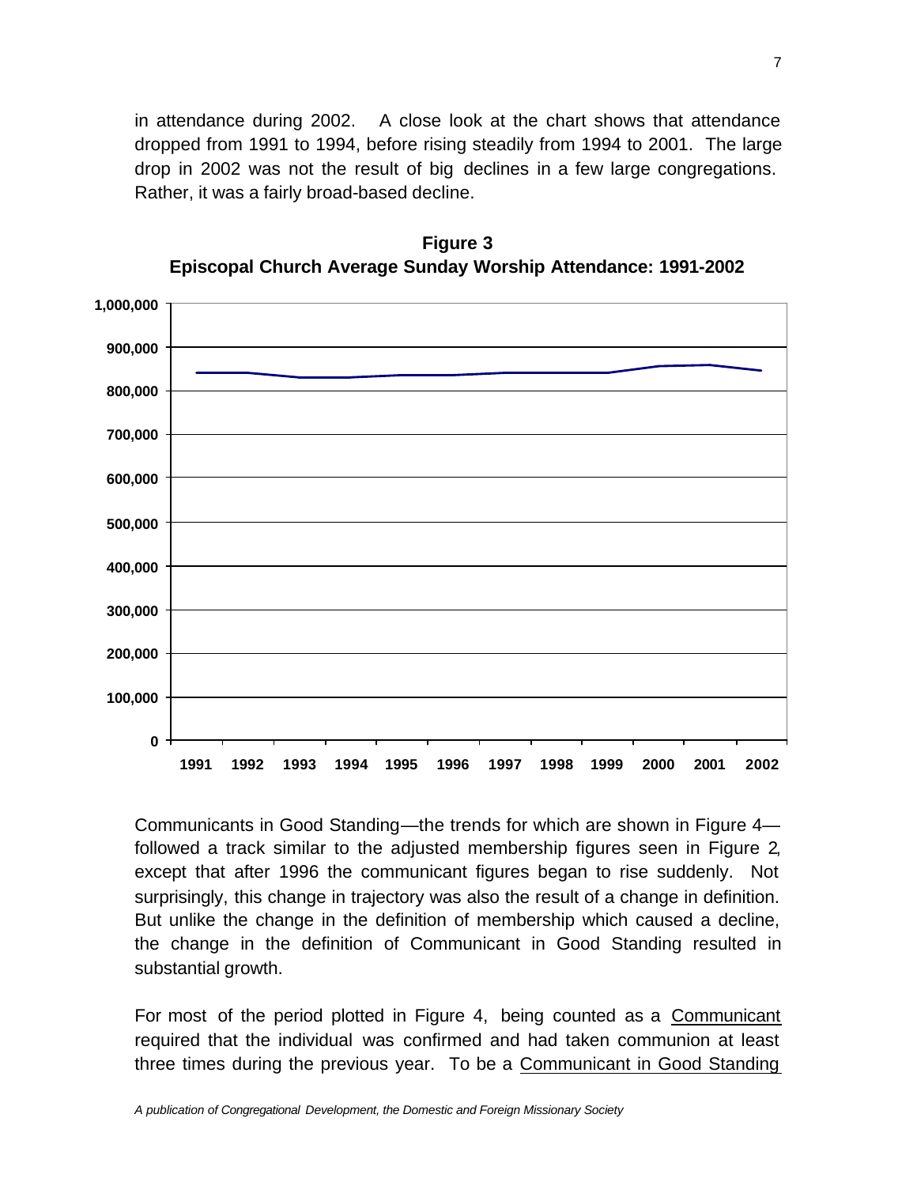in attendance during 2002. A close look at the chart shows that attendance dropped from 1991 to 1994, before rising steadily from 1994 to 2001. The large drop in 2002 was not the result of big declines in a few large congregations. Rather, it was a fairly broad-based decline.

**Figure 3**
**Episcopal Church Average Sunday Worship Attendance: 1991-2002**

Communicants in Good Standing—the trends for which are shown in Figure 4—followed a track similar to the adjusted membership figures seen in Figure 2, except that after 1996 the communicant figures began to rise suddenly. Not surprisingly, this change in trajectory was also the result of a change in definition. But unlike the change in the definition of membership which caused a decline, the change in the definition of Communicant in Good Standing resulted in substantial growth.

For most of the period plotted in Figure 4, being counted as a Communicant required that the individual was confirmed and had taken communion at least three times during the previous year. To be a Communicant in Good Standing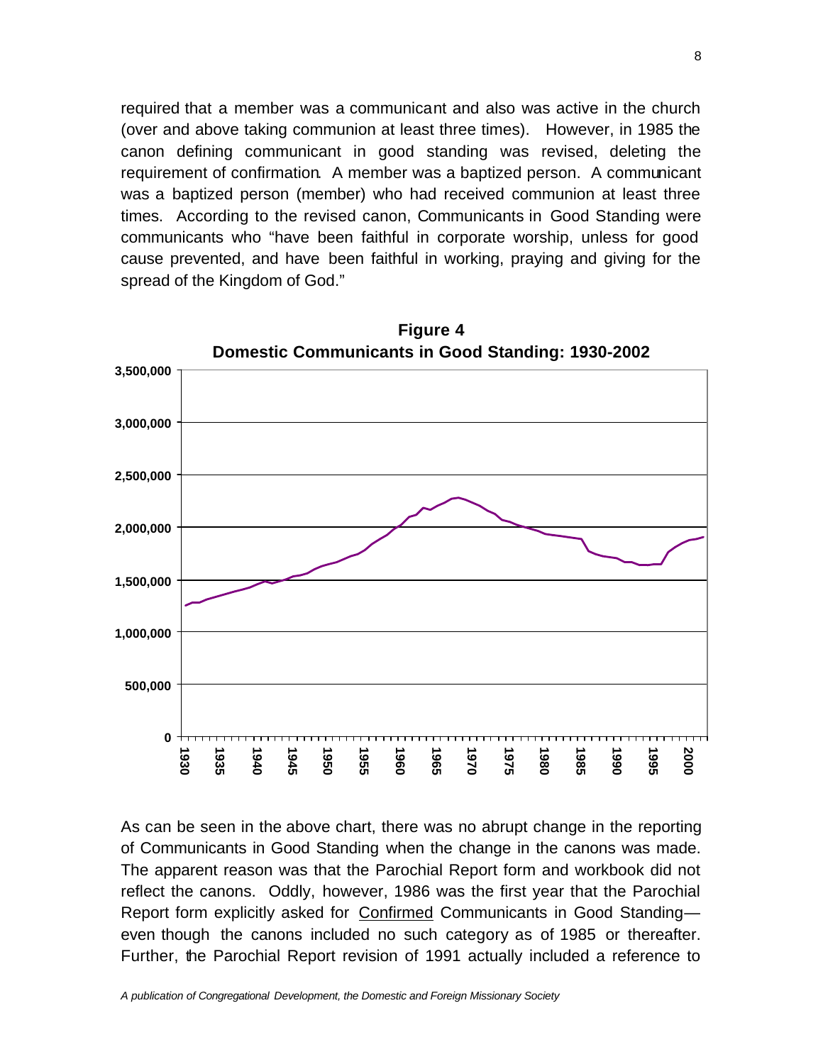required that a member was a communicant and also was active in the church (over and above taking communion at least three times). However, in 1985 the canon defining communicant in good standing was revised, deleting the requirement of confirmation. A member was a baptized person. A communicant was a baptized person (member) who had received communion at least three times. According to the revised canon, Communicants in Good Standing were communicants who "have been faithful in corporate worship, unless for good cause prevented, and have been faithful in working, praying and giving for the spread of the Kingdom of God."

**Figure 4**
**Domestic Communicants in Good Standing: 1930-2002**

As can be seen in the above chart, there was no abrupt change in the reporting of Communicants in Good Standing when the change in the canons was made. The apparent reason was that the Parochial Report form and workbook did not reflect the canons. Oddly, however, 1986 was the first year that the Parochial Report form explicitly asked for Confirmed Communicants in Good Standing—even though the canons included no such category as of 1985 or thereafter. Further, the Parochial Report revision of 1991 actually included a reference to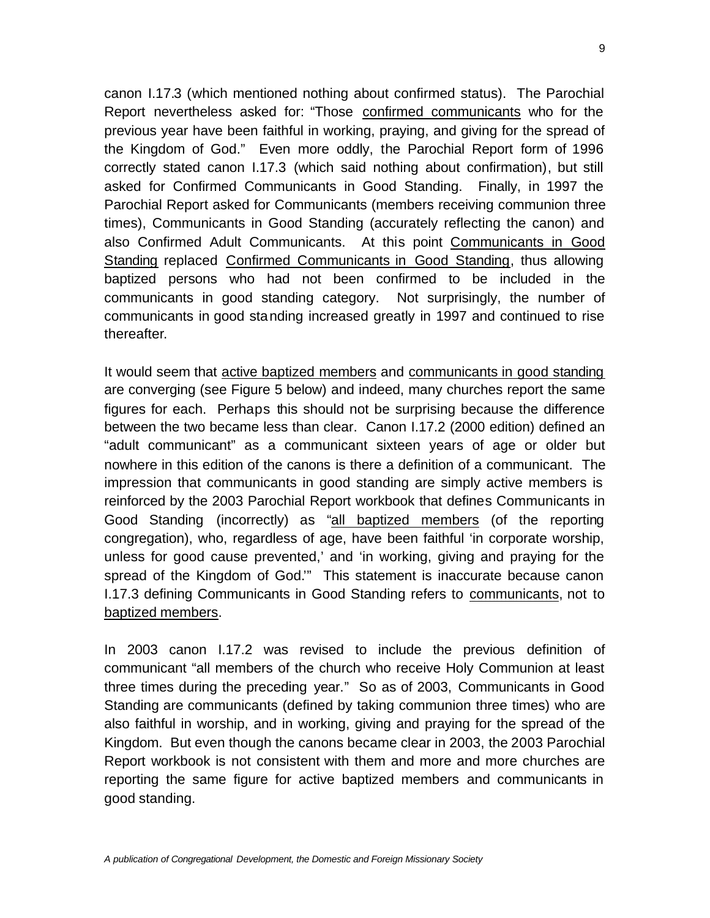canon I.17.3 (which mentioned nothing about confirmed status). The Parochial Report nevertheless asked for: "Those <u>confirmed communicants</u> who for the previous year have been faithful in working, praying, and giving for the spread of the Kingdom of God." Even more oddly, the Parochial Report form of 1996 correctly stated canon I.17.3 (which said nothing about confirmation), but still asked for Confirmed Communicants in Good Standing. Finally, in 1997 the Parochial Report asked for Communicants (members receiving communion three times), Communicants in Good Standing (accurately reflecting the canon) and also Confirmed Adult Communicants. At this point <u>Communicants in Good Standing</u> replaced <u>Confirmed Communicants in Good Standing</u>, thus allowing baptized persons who had not been confirmed to be included in the communicants in good standing category. Not surprisingly, the number of communicants in good standing increased greatly in 1997 and continued to rise thereafter.

It would seem that <u>active baptized members</u> and <u>communicants in good standing</u> are converging (see Figure 5 below) and indeed, many churches report the same figures for each. Perhaps this should not be surprising because the difference between the two became less than clear. Canon I.17.2 (2000 edition) defined an "adult communicant" as a communicant sixteen years of age or older but nowhere in this edition of the canons is there a definition of a communicant. The impression that communicants in good standing are simply active members is reinforced by the 2003 Parochial Report workbook that defines Communicants in Good Standing (incorrectly) as "<u>all baptized members</u> (of the reporting congregation), who, regardless of age, have been faithful 'in corporate worship, unless for good cause prevented,' and 'in working, giving and praying for the spread of the Kingdom of God.'" This statement is inaccurate because canon I.17.3 defining Communicants in Good Standing refers to <u>communicants</u>, not to <u>baptized members</u>.

In 2003 canon I.17.2 was revised to include the previous definition of communicant "all members of the church who receive Holy Communion at least three times during the preceding year." So as of 2003, Communicants in Good Standing are communicants (defined by taking communion three times) who are also faithful in worship, and in working, giving and praying for the spread of the Kingdom. But even though the canons became clear in 2003, the 2003 Parochial Report workbook is not consistent with them and more and more churches are reporting the same figure for active baptized members and communicants in good standing.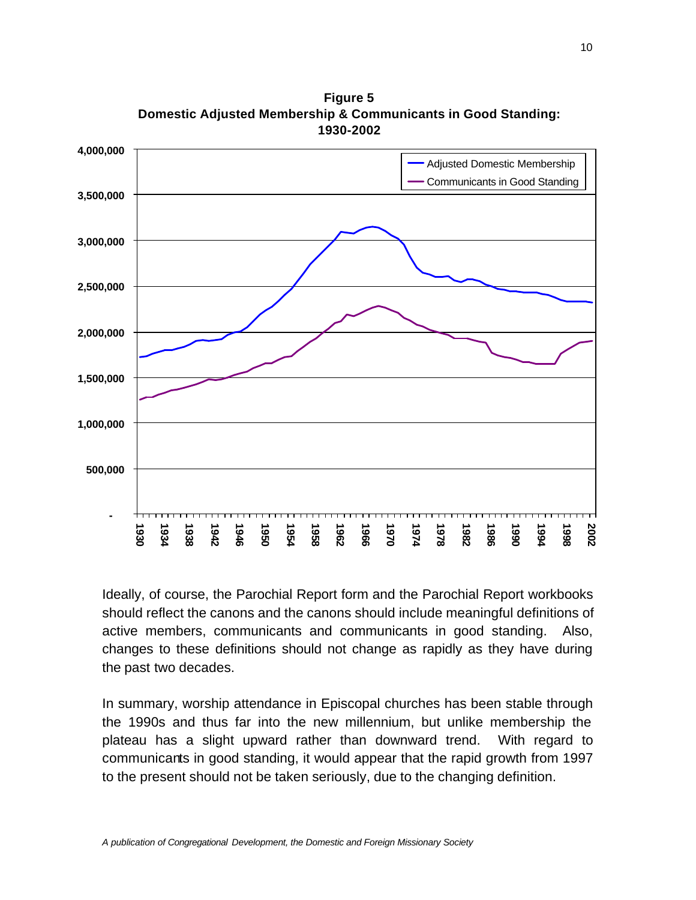**Figure 5**
**Domestic Adjusted Membership & Communicants in Good Standing: 1930-2002**

Ideally, of course, the Parochial Report form and the Parochial Report workbooks should reflect the canons and the canons should include meaningful definitions of active members, communicants and communicants in good standing. Also, changes to these definitions should not change as rapidly as they have during the past two decades.

In summary, worship attendance in Episcopal churches has been stable through the 1990s and thus far into the new millennium, but unlike membership the plateau has a slight upward rather than downward trend. With regard to communicants in good standing, it would appear that the rapid growth from 1997 to the present should not be taken seriously, due to the changing definition.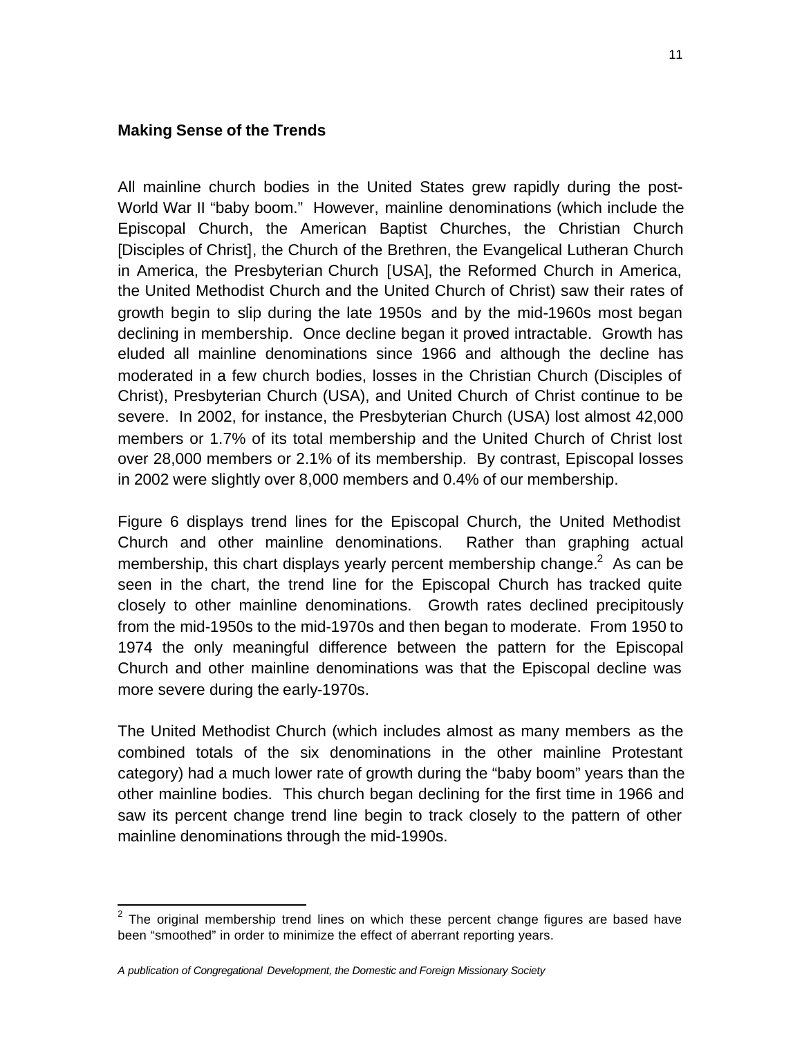## Making Sense of the Trends

All mainline church bodies in the United States grew rapidly during the post-World War II "baby boom." However, mainline denominations (which include the Episcopal Church, the American Baptist Churches, the Christian Church [Disciples of Christ], the Church of the Brethren, the Evangelical Lutheran Church in America, the Presbyterian Church [USA], the Reformed Church in America, the United Methodist Church and the United Church of Christ) saw their rates of growth begin to slip during the late 1950s and by the mid-1960s most began declining in membership. Once decline began it proved intractable. Growth has eluded all mainline denominations since 1966 and although the decline has moderated in a few church bodies, losses in the Christian Church (Disciples of Christ), Presbyterian Church (USA), and United Church of Christ continue to be severe. In 2002, for instance, the Presbyterian Church (USA) lost almost 42,000 members or 1.7% of its total membership and the United Church of Christ lost over 28,000 members or 2.1% of its membership. By contrast, Episcopal losses in 2002 were slightly over 8,000 members and 0.4% of our membership.

Figure 6 displays trend lines for the Episcopal Church, the United Methodist Church and other mainline denominations. Rather than graphing actual membership, this chart displays yearly percent membership change.[2] As can be seen in the chart, the trend line for the Episcopal Church has tracked quite closely to other mainline denominations. Growth rates declined precipitously from the mid-1950s to the mid-1970s and then began to moderate. From 1950 to 1974 the only meaningful difference between the pattern for the Episcopal Church and other mainline denominations was that the Episcopal decline was more severe during the early-1970s.

The United Methodist Church (which includes almost as many members as the combined totals of the six denominations in the other mainline Protestant category) had a much lower rate of growth during the "baby boom" years than the other mainline bodies. This church began declining for the first time in 1966 and saw its percent change trend line begin to track closely to the pattern of other mainline denominations through the mid-1990s.

[2] The original membership trend lines on which these percent change figures are based have been "smoothed" in order to minimize the effect of aberrant reporting years.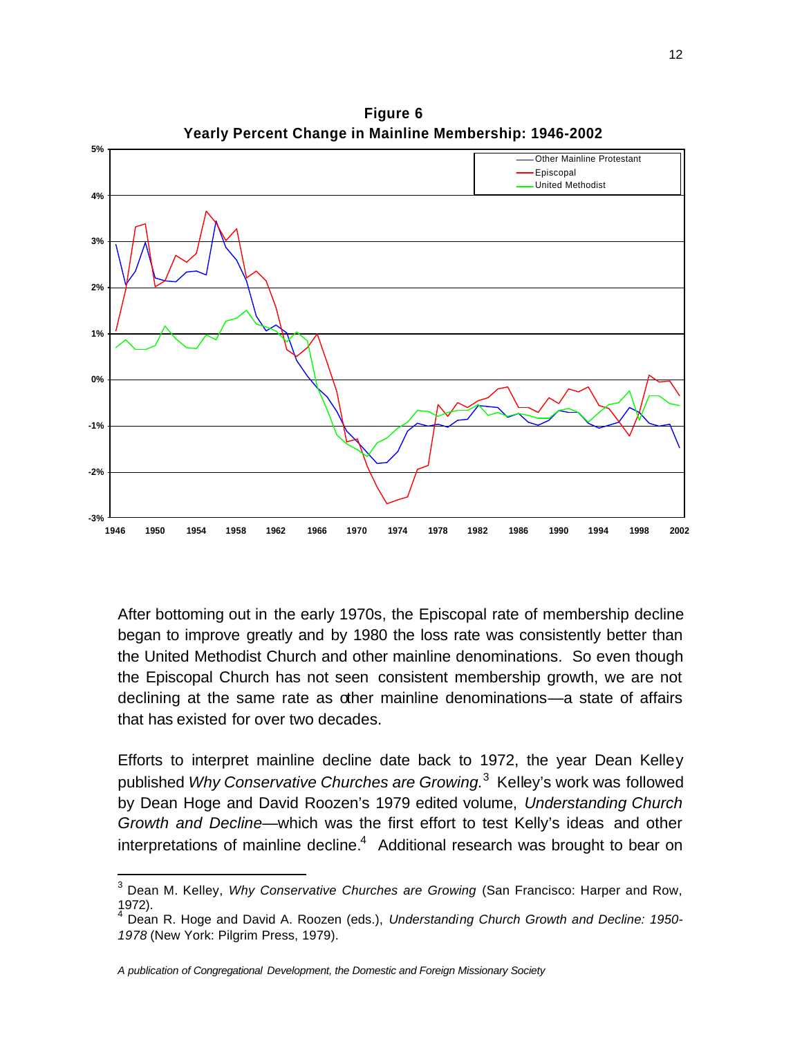**Figure 6**
**Yearly Percent Change in Mainline Membership: 1946-2002**

After bottoming out in the early 1970s, the Episcopal rate of membership decline began to improve greatly and by 1980 the loss rate was consistently better than the United Methodist Church and other mainline denominations. So even though the Episcopal Church has not seen consistent membership growth, we are not declining at the same rate as other mainline denominations—a state of affairs that has existed for over two decades.

Efforts to interpret mainline decline date back to 1972, the year Dean Kelley published *Why Conservative Churches are Growing.*[3] Kelley's work was followed by Dean Hoge and David Roozen's 1979 edited volume, *Understanding Church Growth and Decline*—which was the first effort to test Kelly's ideas and other interpretations of mainline decline.[4] Additional research was brought to bear on

---

[3] Dean M. Kelley, *Why Conservative Churches are Growing* (San Francisco: Harper and Row, 1972).

[4] Dean R. Hoge and David A. Roozen (eds.), *Understanding Church Growth and Decline: 1950-1978* (New York: Pilgrim Press, 1979).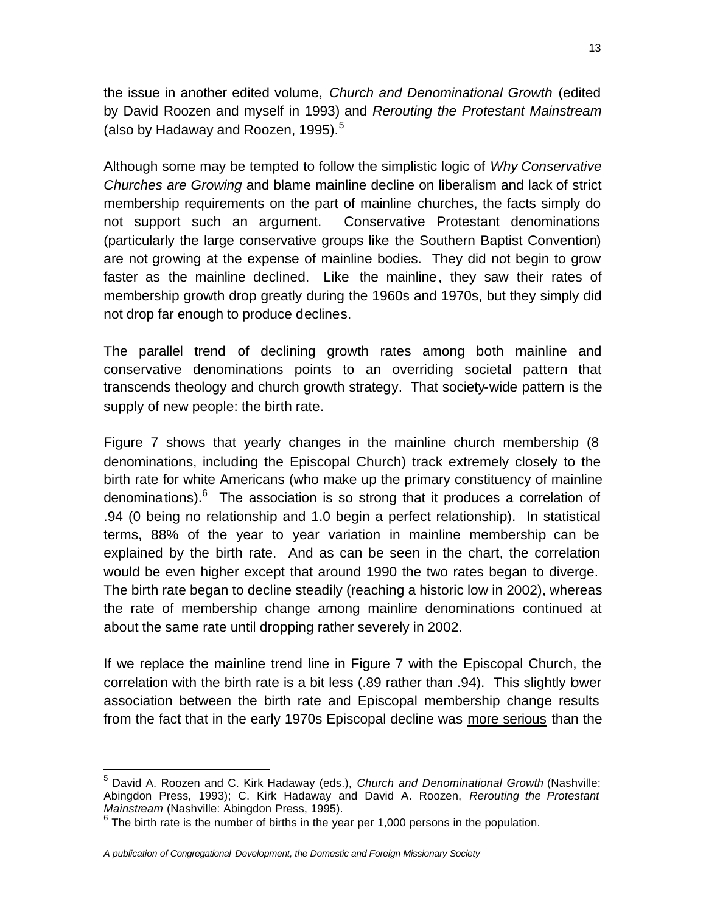the issue in another edited volume, *Church and Denominational Growth* (edited by David Roozen and myself in 1993) and *Rerouting the Protestant Mainstream* (also by Hadaway and Roozen, 1995).[5]

Although some may be tempted to follow the simplistic logic of *Why Conservative Churches are Growing* and blame mainline decline on liberalism and lack of strict membership requirements on the part of mainline churches, the facts simply do not support such an argument. Conservative Protestant denominations (particularly the large conservative groups like the Southern Baptist Convention) are not growing at the expense of mainline bodies. They did not begin to grow faster as the mainline declined. Like the mainline, they saw their rates of membership growth drop greatly during the 1960s and 1970s, but they simply did not drop far enough to produce declines.

The parallel trend of declining growth rates among both mainline and conservative denominations points to an overriding societal pattern that transcends theology and church growth strategy. That society-wide pattern is the supply of new people: the birth rate.

Figure 7 shows that yearly changes in the mainline church membership (8 denominations, including the Episcopal Church) track extremely closely to the birth rate for white Americans (who make up the primary constituency of mainline denominations).[6] The association is so strong that it produces a correlation of .94 (0 being no relationship and 1.0 begin a perfect relationship). In statistical terms, 88% of the year to year variation in mainline membership can be explained by the birth rate. And as can be seen in the chart, the correlation would be even higher except that around 1990 the two rates began to diverge. The birth rate began to decline steadily (reaching a historic low in 2002), whereas the rate of membership change among mainline denominations continued at about the same rate until dropping rather severely in 2002.

If we replace the mainline trend line in Figure 7 with the Episcopal Church, the correlation with the birth rate is a bit less (.89 rather than .94). This slightly lower association between the birth rate and Episcopal membership change results from the fact that in the early 1970s Episcopal decline was <u>more serious</u> than the

---

[5] David A. Roozen and C. Kirk Hadaway (eds.), *Church and Denominational Growth* (Nashville: Abingdon Press, 1993); C. Kirk Hadaway and David A. Roozen, *Rerouting the Protestant Mainstream* (Nashville: Abingdon Press, 1995).

[6] The birth rate is the number of births in the year per 1,000 persons in the population.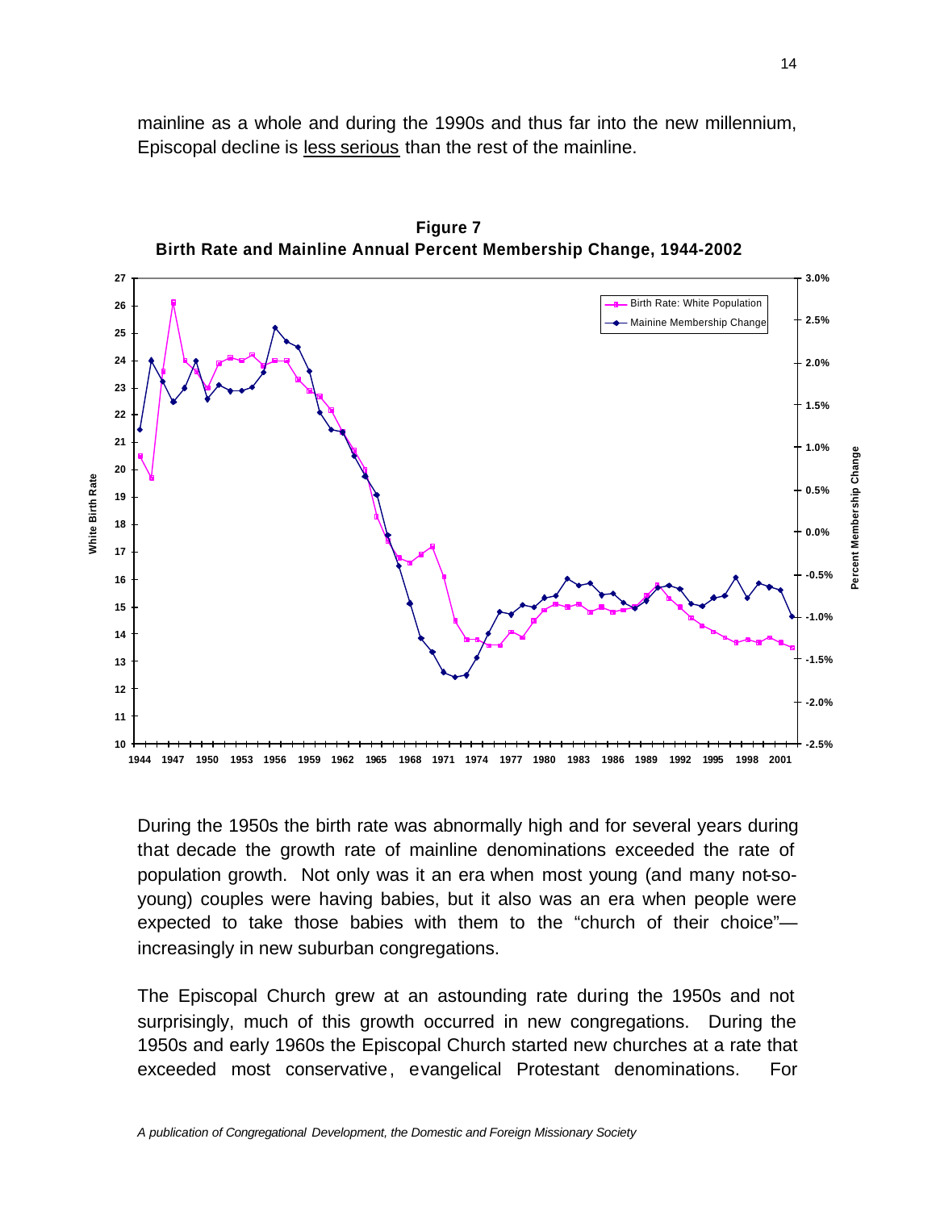mainline as a whole and during the 1990s and thus far into the new millennium, Episcopal decline is <u>less serious</u> than the rest of the mainline.

**Figure 7**
**Birth Rate and Mainline Annual Percent Membership Change, 1944-2002**

During the 1950s the birth rate was abnormally high and for several years during that decade the growth rate of mainline denominations exceeded the rate of population growth. Not only was it an era when most young (and many not-so-young) couples were having babies, but it also was an era when people were expected to take those babies with them to the "church of their choice"—increasingly in new suburban congregations.

The Episcopal Church grew at an astounding rate during the 1950s and not surprisingly, much of this growth occurred in new congregations. During the 1950s and early 1960s the Episcopal Church started new churches at a rate that exceeded most conservative, evangelical Protestant denominations. For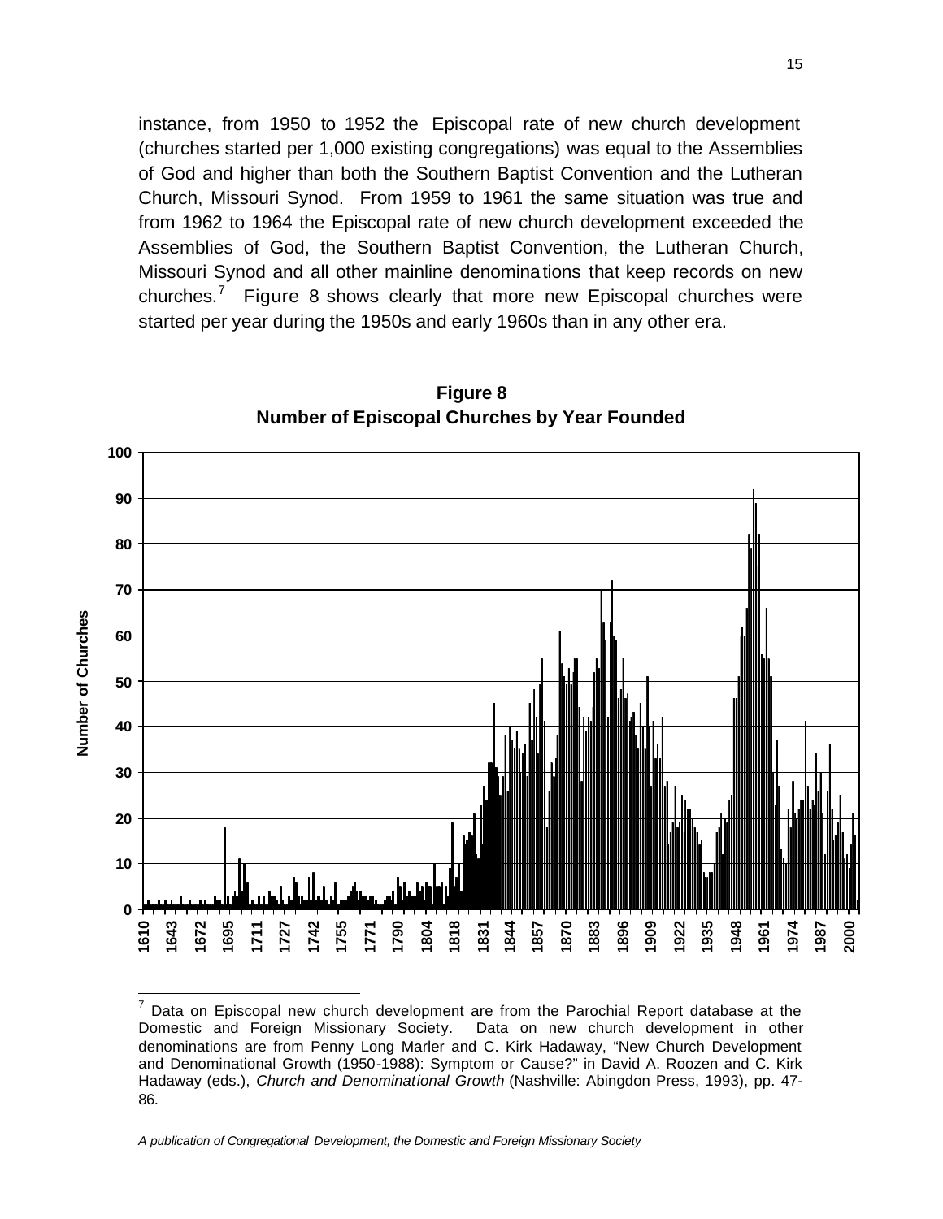instance, from 1950 to 1952 the Episcopal rate of new church development (churches started per 1,000 existing congregations) was equal to the Assemblies of God and higher than both the Southern Baptist Convention and the Lutheran Church, Missouri Synod. From 1959 to 1961 the same situation was true and from 1962 to 1964 the Episcopal rate of new church development exceeded the Assemblies of God, the Southern Baptist Convention, the Lutheran Church, Missouri Synod and all other mainline denominations that keep records on new churches.[7] Figure 8 shows clearly that more new Episcopal churches were started per year during the 1950s and early 1960s than in any other era.

**Figure 8**
**Number of Episcopal Churches by Year Founded**

[7] Data on Episcopal new church development are from the Parochial Report database at the Domestic and Foreign Missionary Society. Data on new church development in other denominations are from Penny Long Marler and C. Kirk Hadaway, "New Church Development and Denominational Growth (1950-1988): Symptom or Cause?" in David A. Roozen and C. Kirk Hadaway (eds.), *Church and Denominational Growth* (Nashville: Abingdon Press, 1993), pp. 47-86.

*A publication of Congregational Development, the Domestic and Foreign Missionary Society*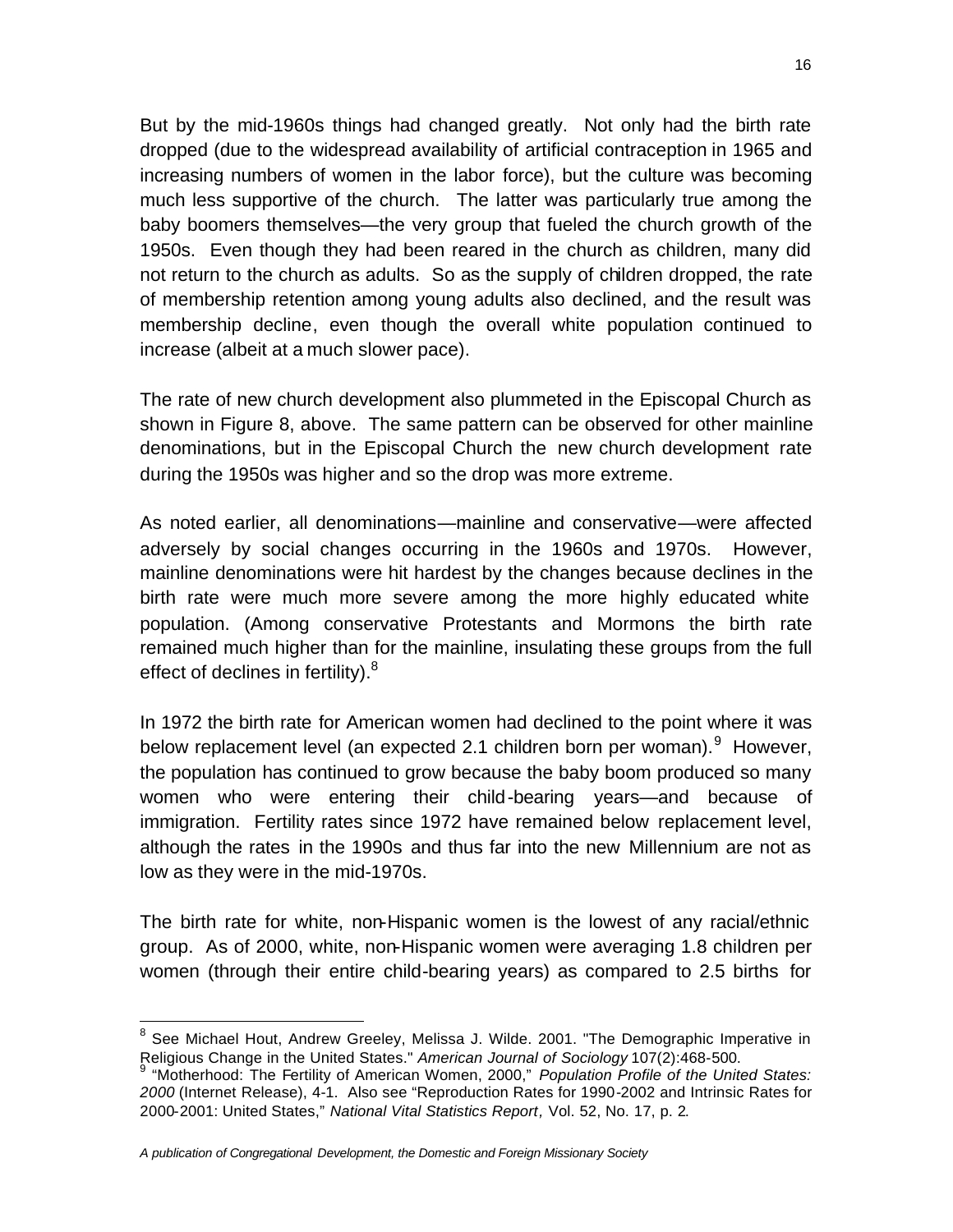But by the mid-1960s things had changed greatly. Not only had the birth rate dropped (due to the widespread availability of artificial contraception in 1965 and increasing numbers of women in the labor force), but the culture was becoming much less supportive of the church. The latter was particularly true among the baby boomers themselves—the very group that fueled the church growth of the 1950s. Even though they had been reared in the church as children, many did not return to the church as adults. So as the supply of children dropped, the rate of membership retention among young adults also declined, and the result was membership decline, even though the overall white population continued to increase (albeit at a much slower pace).

The rate of new church development also plummeted in the Episcopal Church as shown in Figure 8, above. The same pattern can be observed for other mainline denominations, but in the Episcopal Church the new church development rate during the 1950s was higher and so the drop was more extreme.

As noted earlier, all denominations—mainline and conservative—were affected adversely by social changes occurring in the 1960s and 1970s. However, mainline denominations were hit hardest by the changes because declines in the birth rate were much more severe among the more highly educated white population. (Among conservative Protestants and Mormons the birth rate remained much higher than for the mainline, insulating these groups from the full effect of declines in fertility).[8]

In 1972 the birth rate for American women had declined to the point where it was below replacement level (an expected 2.1 children born per woman).[9] However, the population has continued to grow because the baby boom produced so many women who were entering their child-bearing years—and because of immigration. Fertility rates since 1972 have remained below replacement level, although the rates in the 1990s and thus far into the new Millennium are not as low as they were in the mid-1970s.

The birth rate for white, non-Hispanic women is the lowest of any racial/ethnic group. As of 2000, white, non-Hispanic women were averaging 1.8 children per women (through their entire child-bearing years) as compared to 2.5 births for

---

[8] See Michael Hout, Andrew Greeley, Melissa J. Wilde. 2001. "The Demographic Imperative in Religious Change in the United States." *American Journal of Sociology* 107(2):468-500.

[9] "Motherhood: The Fertility of American Women, 2000," *Population Profile of the United States: 2000* (Internet Release), 4-1. Also see "Reproduction Rates for 1990-2002 and Intrinsic Rates for 2000-2001: United States," *National Vital Statistics Report*, Vol. 52, No. 17, p. 2.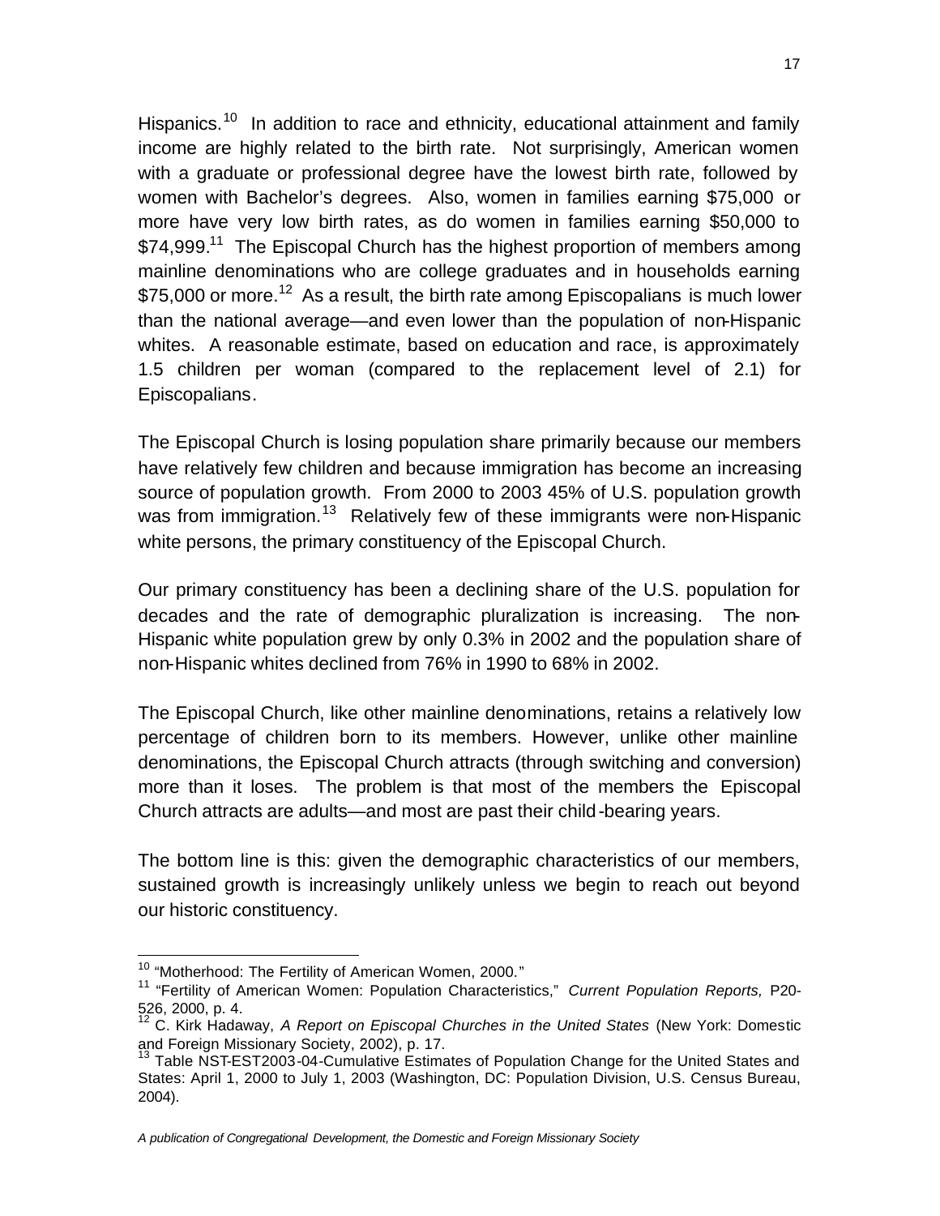Hispanics.[10] In addition to race and ethnicity, educational attainment and family income are highly related to the birth rate. Not surprisingly, American women with a graduate or professional degree have the lowest birth rate, followed by women with Bachelor's degrees. Also, women in families earning $75,000 or more have very low birth rates, as do women in families earning $50,000 to $74,999.[11] The Episcopal Church has the highest proportion of members among mainline denominations who are college graduates and in households earning $75,000 or more.[12] As a result, the birth rate among Episcopalians is much lower than the national average—and even lower than the population of non-Hispanic whites. A reasonable estimate, based on education and race, is approximately 1.5 children per woman (compared to the replacement level of 2.1) for Episcopalians.

The Episcopal Church is losing population share primarily because our members have relatively few children and because immigration has become an increasing source of population growth. From 2000 to 2003 45% of U.S. population growth was from immigration.[13] Relatively few of these immigrants were non-Hispanic white persons, the primary constituency of the Episcopal Church.

Our primary constituency has been a declining share of the U.S. population for decades and the rate of demographic pluralization is increasing. The non-Hispanic white population grew by only 0.3% in 2002 and the population share of non-Hispanic whites declined from 76% in 1990 to 68% in 2002.

The Episcopal Church, like other mainline denominations, retains a relatively low percentage of children born to its members. However, unlike other mainline denominations, the Episcopal Church attracts (through switching and conversion) more than it loses. The problem is that most of the members the Episcopal Church attracts are adults—and most are past their child-bearing years.

The bottom line is this: given the demographic characteristics of our members, sustained growth is increasingly unlikely unless we begin to reach out beyond our historic constituency.

---

[10] "Motherhood: The Fertility of American Women, 2000."

[11] "Fertility of American Women: Population Characteristics," *Current Population Reports,* P20-526, 2000, p. 4.

[12] C. Kirk Hadaway, *A Report on Episcopal Churches in the United States* (New York: Domestic and Foreign Missionary Society, 2002), p. 17.

[13] Table NST-EST2003-04-Cumulative Estimates of Population Change for the United States and States: April 1, 2000 to July 1, 2003 (Washington, DC: Population Division, U.S. Census Bureau, 2004).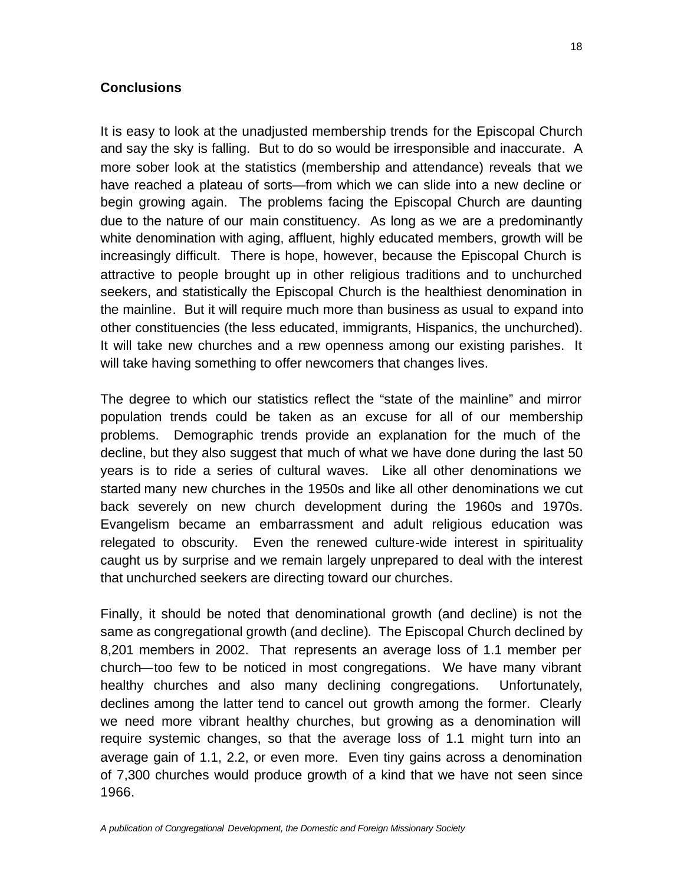## Conclusions

It is easy to look at the unadjusted membership trends for the Episcopal Church and say the sky is falling. But to do so would be irresponsible and inaccurate. A more sober look at the statistics (membership and attendance) reveals that we have reached a plateau of sorts—from which we can slide into a new decline or begin growing again. The problems facing the Episcopal Church are daunting due to the nature of our main constituency. As long as we are a predominantly white denomination with aging, affluent, highly educated members, growth will be increasingly difficult. There is hope, however, because the Episcopal Church is attractive to people brought up in other religious traditions and to unchurched seekers, and statistically the Episcopal Church is the healthiest denomination in the mainline. But it will require much more than business as usual to expand into other constituencies (the less educated, immigrants, Hispanics, the unchurched). It will take new churches and a new openness among our existing parishes. It will take having something to offer newcomers that changes lives.

The degree to which our statistics reflect the "state of the mainline" and mirror population trends could be taken as an excuse for all of our membership problems. Demographic trends provide an explanation for the much of the decline, but they also suggest that much of what we have done during the last 50 years is to ride a series of cultural waves. Like all other denominations we started many new churches in the 1950s and like all other denominations we cut back severely on new church development during the 1960s and 1970s. Evangelism became an embarrassment and adult religious education was relegated to obscurity. Even the renewed culture-wide interest in spirituality caught us by surprise and we remain largely unprepared to deal with the interest that unchurched seekers are directing toward our churches.

Finally, it should be noted that denominational growth (and decline) is not the same as congregational growth (and decline). The Episcopal Church declined by 8,201 members in 2002. That represents an average loss of 1.1 member per church—too few to be noticed in most congregations. We have many vibrant healthy churches and also many declining congregations. Unfortunately, declines among the latter tend to cancel out growth among the former. Clearly we need more vibrant healthy churches, but growing as a denomination will require systemic changes, so that the average loss of 1.1 might turn into an average gain of 1.1, 2.2, or even more. Even tiny gains across a denomination of 7,300 churches would produce growth of a kind that we have not seen since 1966.